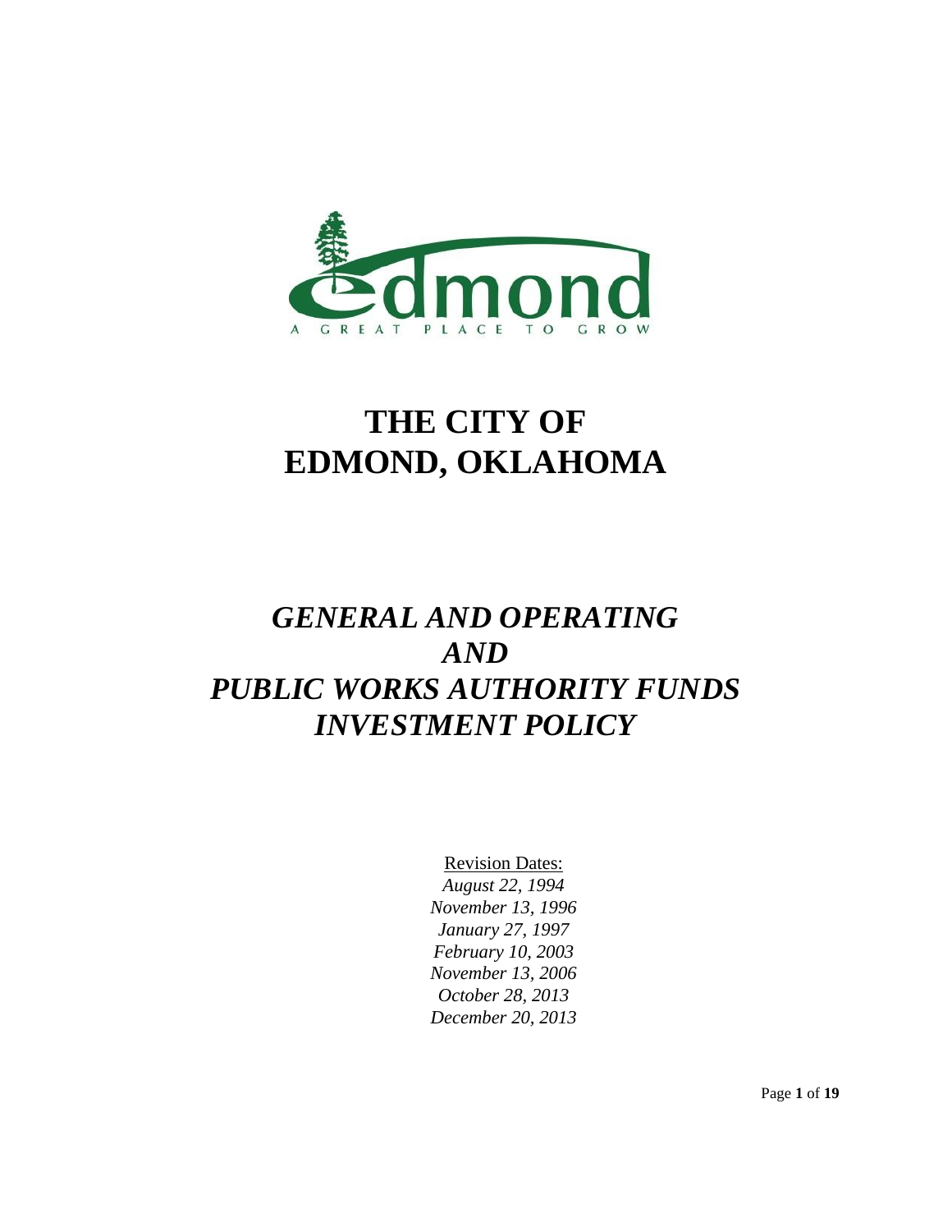# THE CITY OF EDMOND, OKLAHOMA

## *GENERAL AND OPERATING AND PUBLIC WORKS AUTHORITY FUNDS INVESTMENT POLICY*

Revision Dates:

*August 22, 1994*
*November 13, 1996*
*January 27, 1997*
*February 10, 2003*
*November 13, 2006*
*October 28, 2013*
*December 20, 2013*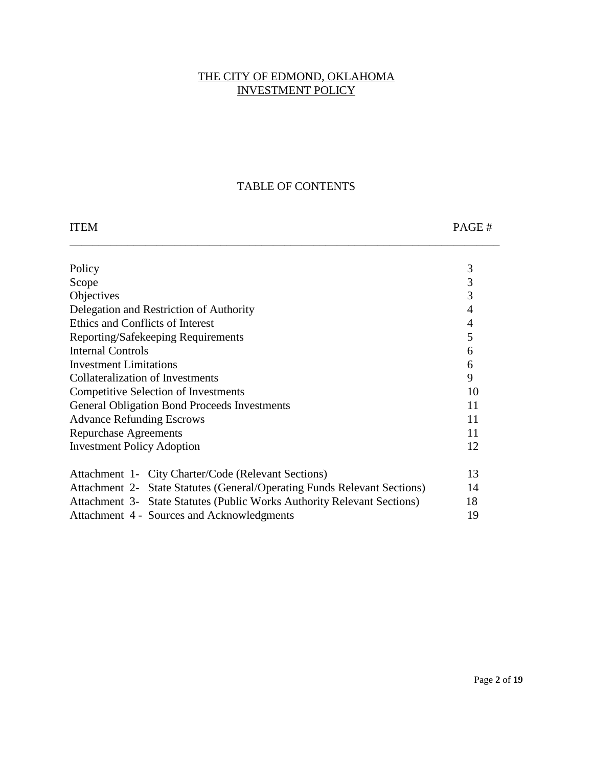# THE CITY OF EDMOND, OKLAHOMA
# INVESTMENT POLICY

## TABLE OF CONTENTS

| ITEM | PAGE # |
|---|---|
| Policy | 3 |
| Scope | 3 |
| Objectives | 3 |
| Delegation and Restriction of Authority | 4 |
| Ethics and Conflicts of Interest | 4 |
| Reporting/Safekeeping Requirements | 5 |
| Internal Controls | 6 |
| Investment Limitations | 6 |
| Collateralization of Investments | 9 |
| Competitive Selection of Investments | 10 |
| General Obligation Bond Proceeds Investments | 11 |
| Advance Refunding Escrows | 11 |
| Repurchase Agreements | 11 |
| Investment Policy Adoption | 12 |
| | |
| Attachment 1- City Charter/Code (Relevant Sections) | 13 |
| Attachment 2- State Statutes (General/Operating Funds Relevant Sections) | 14 |
| Attachment 3- State Statutes (Public Works Authority Relevant Sections) | 18 |
| Attachment 4 - Sources and Acknowledgments | 19 |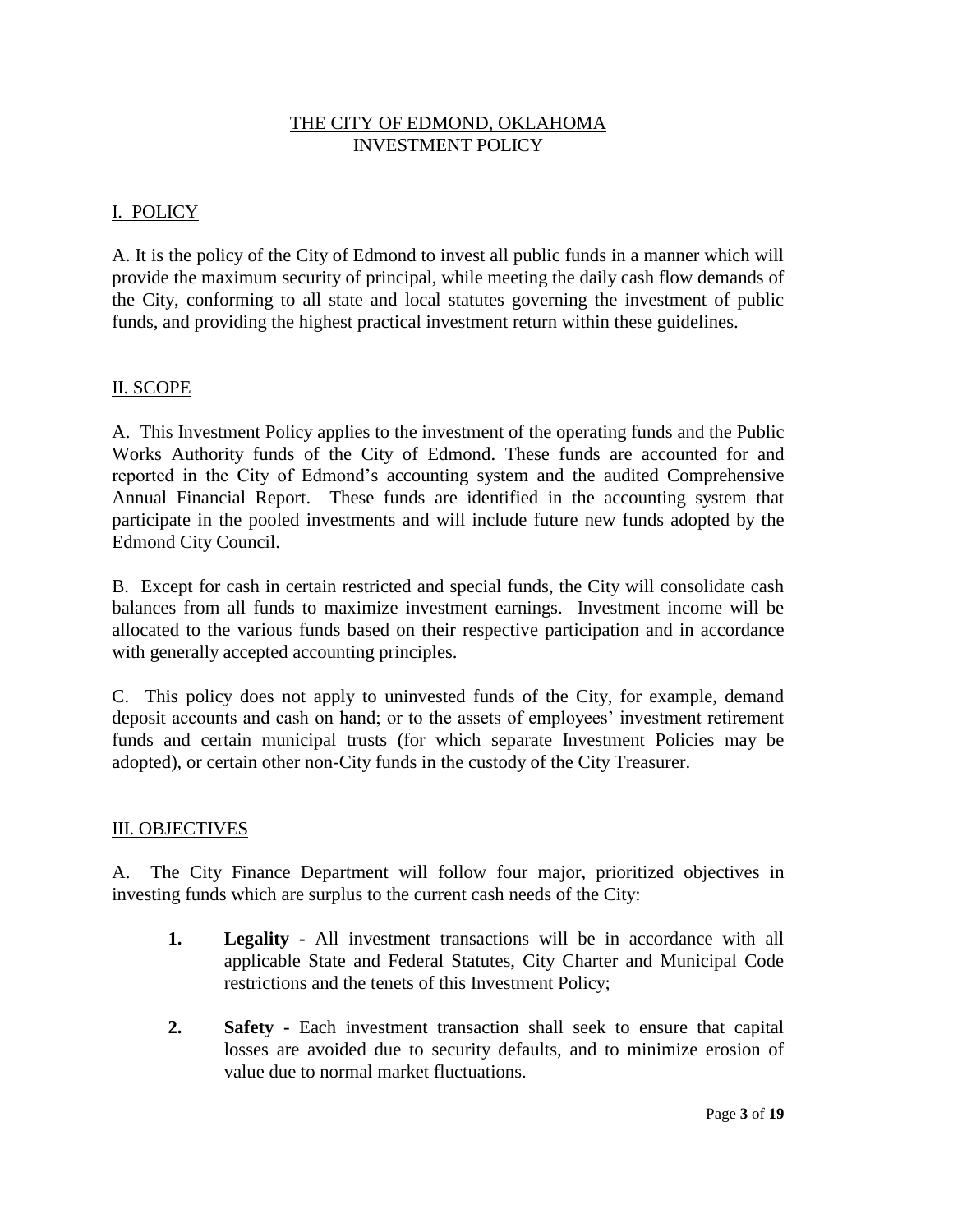# THE CITY OF EDMOND, OKLAHOMA
# INVESTMENT POLICY

## I. POLICY

A. It is the policy of the City of Edmond to invest all public funds in a manner which will provide the maximum security of principal, while meeting the daily cash flow demands of the City, conforming to all state and local statutes governing the investment of public funds, and providing the highest practical investment return within these guidelines.

## II. SCOPE

A. This Investment Policy applies to the investment of the operating funds and the Public Works Authority funds of the City of Edmond. These funds are accounted for and reported in the City of Edmond's accounting system and the audited Comprehensive Annual Financial Report. These funds are identified in the accounting system that participate in the pooled investments and will include future new funds adopted by the Edmond City Council.

B. Except for cash in certain restricted and special funds, the City will consolidate cash balances from all funds to maximize investment earnings. Investment income will be allocated to the various funds based on their respective participation and in accordance with generally accepted accounting principles.

C. This policy does not apply to uninvested funds of the City, for example, demand deposit accounts and cash on hand; or to the assets of employees' investment retirement funds and certain municipal trusts (for which separate Investment Policies may be adopted), or certain other non-City funds in the custody of the City Treasurer.

## III. OBJECTIVES

A. The City Finance Department will follow four major, prioritized objectives in investing funds which are surplus to the current cash needs of the City:

1. **Legality -** All investment transactions will be in accordance with all applicable State and Federal Statutes, City Charter and Municipal Code restrictions and the tenets of this Investment Policy;

2. **Safety -** Each investment transaction shall seek to ensure that capital losses are avoided due to security defaults, and to minimize erosion of value due to normal market fluctuations.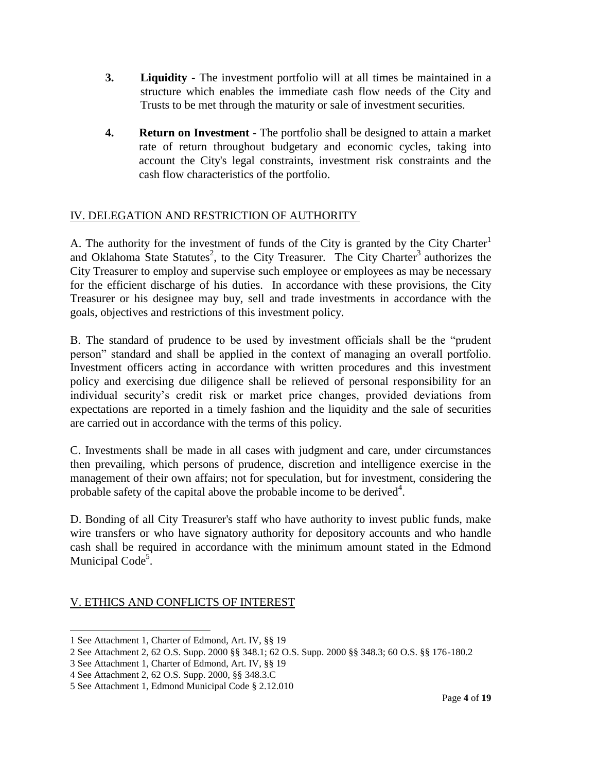3. **Liquidity -** The investment portfolio will at all times be maintained in a structure which enables the immediate cash flow needs of the City and Trusts to be met through the maturity or sale of investment securities.

4. **Return on Investment -** The portfolio shall be designed to attain a market rate of return throughout budgetary and economic cycles, taking into account the City's legal constraints, investment risk constraints and the cash flow characteristics of the portfolio.

## IV. DELEGATION AND RESTRICTION OF AUTHORITY

A. The authority for the investment of funds of the City is granted by the City Charter[1] and Oklahoma State Statutes[2], to the City Treasurer. The City Charter[3] authorizes the City Treasurer to employ and supervise such employee or employees as may be necessary for the efficient discharge of his duties. In accordance with these provisions, the City Treasurer or his designee may buy, sell and trade investments in accordance with the goals, objectives and restrictions of this investment policy.

B. The standard of prudence to be used by investment officials shall be the "prudent person" standard and shall be applied in the context of managing an overall portfolio. Investment officers acting in accordance with written procedures and this investment policy and exercising due diligence shall be relieved of personal responsibility for an individual security's credit risk or market price changes, provided deviations from expectations are reported in a timely fashion and the liquidity and the sale of securities are carried out in accordance with the terms of this policy.

C. Investments shall be made in all cases with judgment and care, under circumstances then prevailing, which persons of prudence, discretion and intelligence exercise in the management of their own affairs; not for speculation, but for investment, considering the probable safety of the capital above the probable income to be derived[4].

D. Bonding of all City Treasurer's staff who have authority to invest public funds, make wire transfers or who have signatory authority for depository accounts and who handle cash shall be required in accordance with the minimum amount stated in the Edmond Municipal Code[5].

## V. ETHICS AND CONFLICTS OF INTEREST

---

1 See Attachment 1, Charter of Edmond, Art. IV, §§ 19

2 See Attachment 2, 62 O.S. Supp. 2000 §§ 348.1; 62 O.S. Supp. 2000 §§ 348.3; 60 O.S. §§ 176-180.2

3 See Attachment 1, Charter of Edmond, Art. IV, §§ 19

4 See Attachment 2, 62 O.S. Supp. 2000, §§ 348.3.C

5 See Attachment 1, Edmond Municipal Code § 2.12.010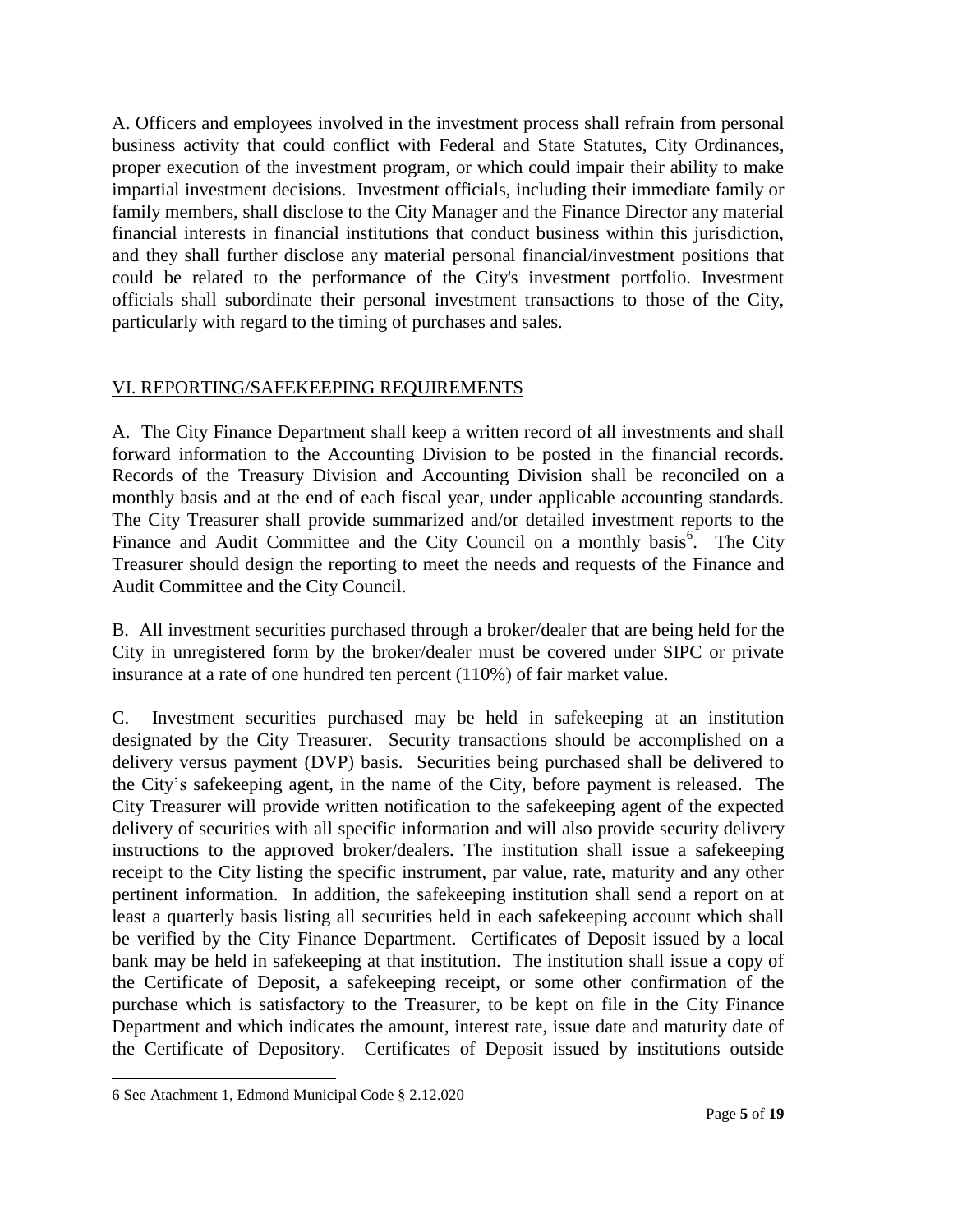A. Officers and employees involved in the investment process shall refrain from personal business activity that could conflict with Federal and State Statutes, City Ordinances, proper execution of the investment program, or which could impair their ability to make impartial investment decisions. Investment officials, including their immediate family or family members, shall disclose to the City Manager and the Finance Director any material financial interests in financial institutions that conduct business within this jurisdiction, and they shall further disclose any material personal financial/investment positions that could be related to the performance of the City's investment portfolio. Investment officials shall subordinate their personal investment transactions to those of the City, particularly with regard to the timing of purchases and sales.

## VI. REPORTING/SAFEKEEPING REQUIREMENTS

A. The City Finance Department shall keep a written record of all investments and shall forward information to the Accounting Division to be posted in the financial records. Records of the Treasury Division and Accounting Division shall be reconciled on a monthly basis and at the end of each fiscal year, under applicable accounting standards. The City Treasurer shall provide summarized and/or detailed investment reports to the Finance and Audit Committee and the City Council on a monthly basis[6]. The City Treasurer should design the reporting to meet the needs and requests of the Finance and Audit Committee and the City Council.

B. All investment securities purchased through a broker/dealer that are being held for the City in unregistered form by the broker/dealer must be covered under SIPC or private insurance at a rate of one hundred ten percent (110%) of fair market value.

C. Investment securities purchased may be held in safekeeping at an institution designated by the City Treasurer. Security transactions should be accomplished on a delivery versus payment (DVP) basis. Securities being purchased shall be delivered to the City's safekeeping agent, in the name of the City, before payment is released. The City Treasurer will provide written notification to the safekeeping agent of the expected delivery of securities with all specific information and will also provide security delivery instructions to the approved broker/dealers. The institution shall issue a safekeeping receipt to the City listing the specific instrument, par value, rate, maturity and any other pertinent information. In addition, the safekeeping institution shall send a report on at least a quarterly basis listing all securities held in each safekeeping account which shall be verified by the City Finance Department. Certificates of Deposit issued by a local bank may be held in safekeeping at that institution. The institution shall issue a copy of the Certificate of Deposit, a safekeeping receipt, or some other confirmation of the purchase which is satisfactory to the Treasurer, to be kept on file in the City Finance Department and which indicates the amount, interest rate, issue date and maturity date of the Certificate of Depository. Certificates of Deposit issued by institutions outside

---

6 See Atachment 1, Edmond Municipal Code § 2.12.020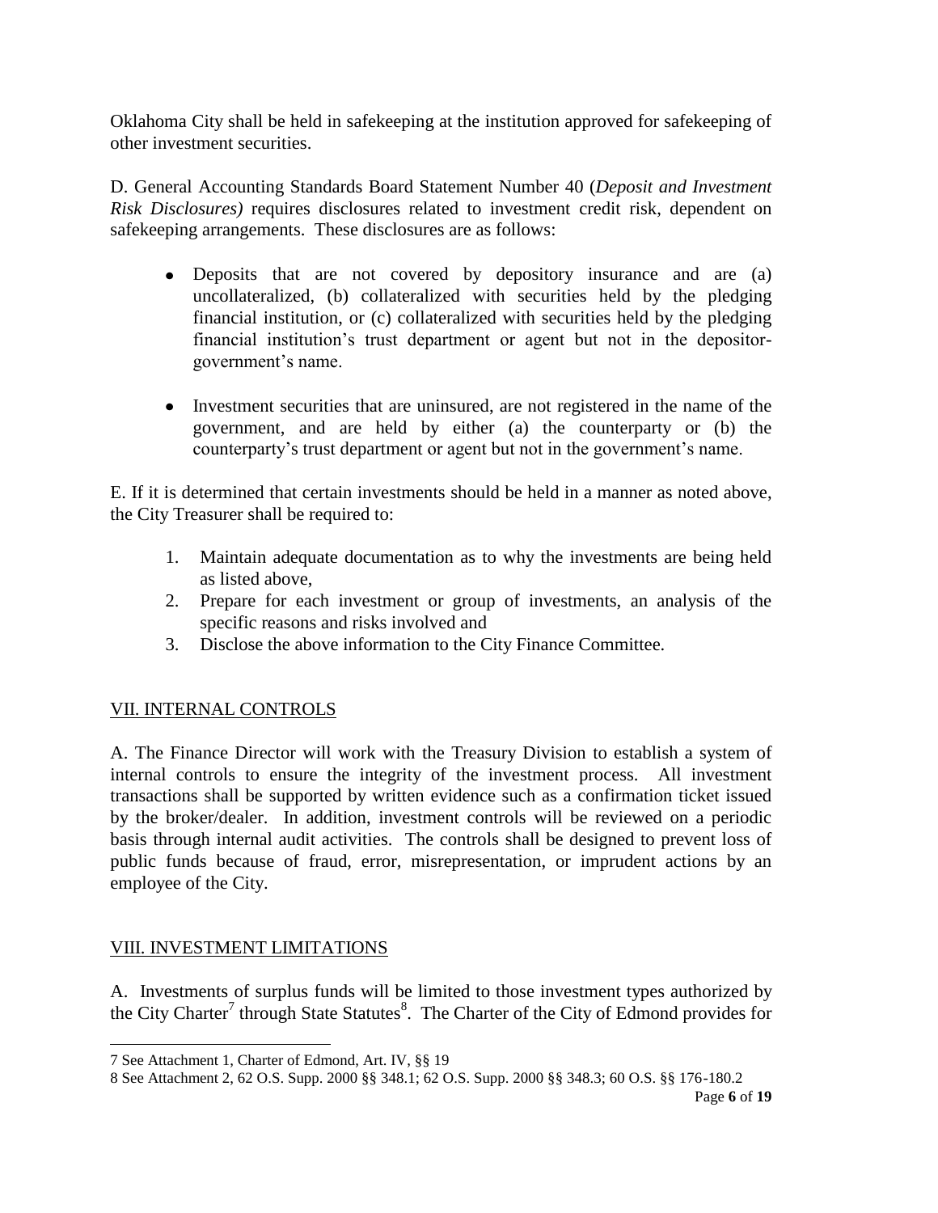Oklahoma City shall be held in safekeeping at the institution approved for safekeeping of other investment securities.

D. General Accounting Standards Board Statement Number 40 (*Deposit and Investment Risk Disclosures)* requires disclosures related to investment credit risk, dependent on safekeeping arrangements. These disclosures are as follows:

- Deposits that are not covered by depository insurance and are (a) uncollateralized, (b) collateralized with securities held by the pledging financial institution, or (c) collateralized with securities held by the pledging financial institution's trust department or agent but not in the depositor-government's name.
- Investment securities that are uninsured, are not registered in the name of the government, and are held by either (a) the counterparty or (b) the counterparty's trust department or agent but not in the government's name.

E. If it is determined that certain investments should be held in a manner as noted above, the City Treasurer shall be required to:

1. Maintain adequate documentation as to why the investments are being held as listed above,
2. Prepare for each investment or group of investments, an analysis of the specific reasons and risks involved and
3. Disclose the above information to the City Finance Committee.

## VII. INTERNAL CONTROLS

A. The Finance Director will work with the Treasury Division to establish a system of internal controls to ensure the integrity of the investment process. All investment transactions shall be supported by written evidence such as a confirmation ticket issued by the broker/dealer. In addition, investment controls will be reviewed on a periodic basis through internal audit activities. The controls shall be designed to prevent loss of public funds because of fraud, error, misrepresentation, or imprudent actions by an employee of the City.

## VIII. INVESTMENT LIMITATIONS

A. Investments of surplus funds will be limited to those investment types authorized by the City Charter[7] through State Statutes[8]. The Charter of the City of Edmond provides for

---

7 See Attachment 1, Charter of Edmond, Art. IV, §§ 19

8 See Attachment 2, 62 O.S. Supp. 2000 §§ 348.1; 62 O.S. Supp. 2000 §§ 348.3; 60 O.S. §§ 176-180.2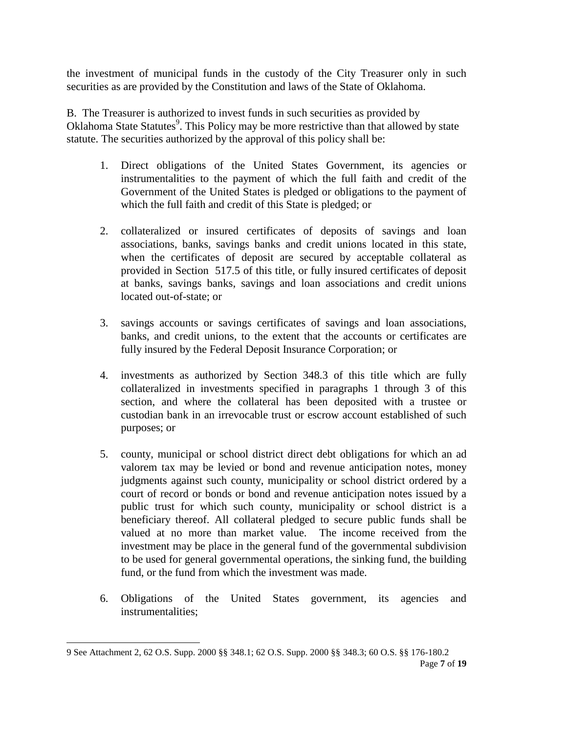the investment of municipal funds in the custody of the City Treasurer only in such securities as are provided by the Constitution and laws of the State of Oklahoma.

B. The Treasurer is authorized to invest funds in such securities as provided by Oklahoma State Statutes[9]. This Policy may be more restrictive than that allowed by state statute. The securities authorized by the approval of this policy shall be:

1. Direct obligations of the United States Government, its agencies or instrumentalities to the payment of which the full faith and credit of the Government of the United States is pledged or obligations to the payment of which the full faith and credit of this State is pledged; or

2. collateralized or insured certificates of deposits of savings and loan associations, banks, savings banks and credit unions located in this state, when the certificates of deposit are secured by acceptable collateral as provided in Section 517.5 of this title, or fully insured certificates of deposit at banks, savings banks, savings and loan associations and credit unions located out-of-state; or

3. savings accounts or savings certificates of savings and loan associations, banks, and credit unions, to the extent that the accounts or certificates are fully insured by the Federal Deposit Insurance Corporation; or

4. investments as authorized by Section 348.3 of this title which are fully collateralized in investments specified in paragraphs 1 through 3 of this section, and where the collateral has been deposited with a trustee or custodian bank in an irrevocable trust or escrow account established of such purposes; or

5. county, municipal or school district direct debt obligations for which an ad valorem tax may be levied or bond and revenue anticipation notes, money judgments against such county, municipality or school district ordered by a court of record or bonds or bond and revenue anticipation notes issued by a public trust for which such county, municipality or school district is a beneficiary thereof. All collateral pledged to secure public funds shall be valued at no more than market value. The income received from the investment may be place in the general fund of the governmental subdivision to be used for general governmental operations, the sinking fund, the building fund, or the fund from which the investment was made.

6. Obligations of the United States government, its agencies and instrumentalities;

---

9 See Attachment 2, 62 O.S. Supp. 2000 §§ 348.1; 62 O.S. Supp. 2000 §§ 348.3; 60 O.S. §§ 176-180.2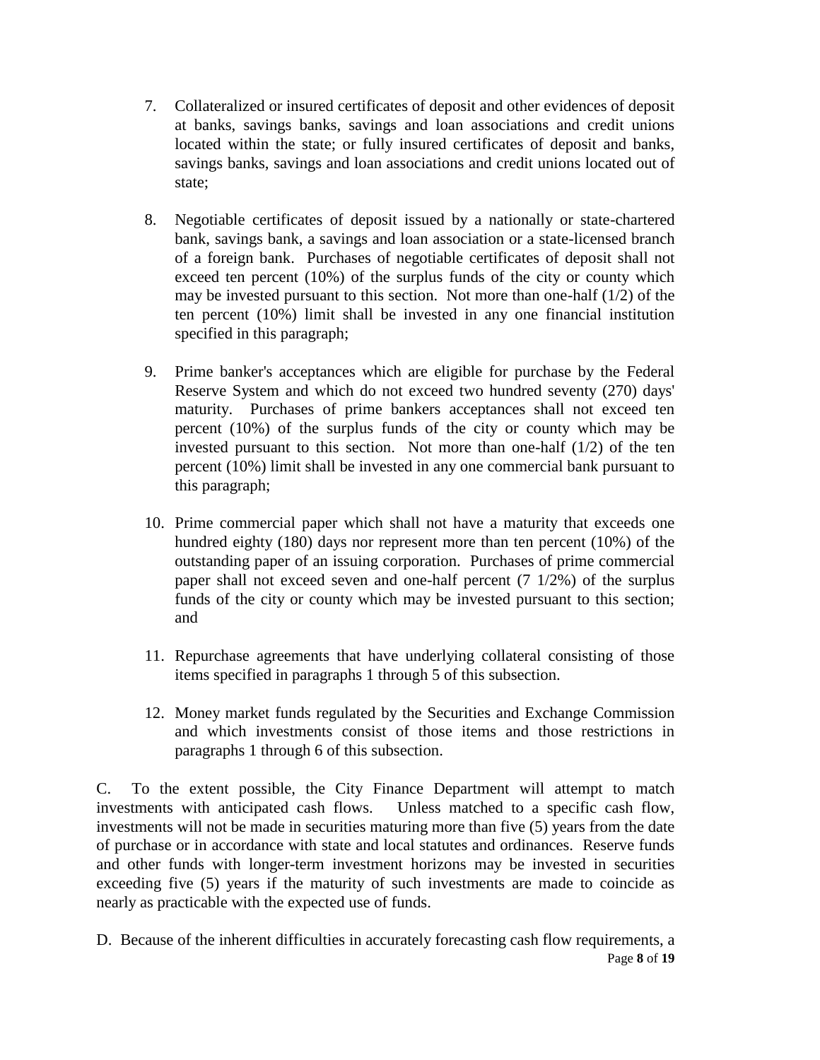7. Collateralized or insured certificates of deposit and other evidences of deposit at banks, savings banks, savings and loan associations and credit unions located within the state; or fully insured certificates of deposit and banks, savings banks, savings and loan associations and credit unions located out of state;

8. Negotiable certificates of deposit issued by a nationally or state-chartered bank, savings bank, a savings and loan association or a state-licensed branch of a foreign bank. Purchases of negotiable certificates of deposit shall not exceed ten percent (10%) of the surplus funds of the city or county which may be invested pursuant to this section. Not more than one-half (1/2) of the ten percent (10%) limit shall be invested in any one financial institution specified in this paragraph;

9. Prime banker's acceptances which are eligible for purchase by the Federal Reserve System and which do not exceed two hundred seventy (270) days' maturity. Purchases of prime bankers acceptances shall not exceed ten percent (10%) of the surplus funds of the city or county which may be invested pursuant to this section. Not more than one-half (1/2) of the ten percent (10%) limit shall be invested in any one commercial bank pursuant to this paragraph;

10. Prime commercial paper which shall not have a maturity that exceeds one hundred eighty (180) days nor represent more than ten percent (10%) of the outstanding paper of an issuing corporation. Purchases of prime commercial paper shall not exceed seven and one-half percent (7 1/2%) of the surplus funds of the city or county which may be invested pursuant to this section; and

11. Repurchase agreements that have underlying collateral consisting of those items specified in paragraphs 1 through 5 of this subsection.

12. Money market funds regulated by the Securities and Exchange Commission and which investments consist of those items and those restrictions in paragraphs 1 through 6 of this subsection.

C. To the extent possible, the City Finance Department will attempt to match investments with anticipated cash flows. Unless matched to a specific cash flow, investments will not be made in securities maturing more than five (5) years from the date of purchase or in accordance with state and local statutes and ordinances. Reserve funds and other funds with longer-term investment horizons may be invested in securities exceeding five (5) years if the maturity of such investments are made to coincide as nearly as practicable with the expected use of funds.

D. Because of the inherent difficulties in accurately forecasting cash flow requirements, a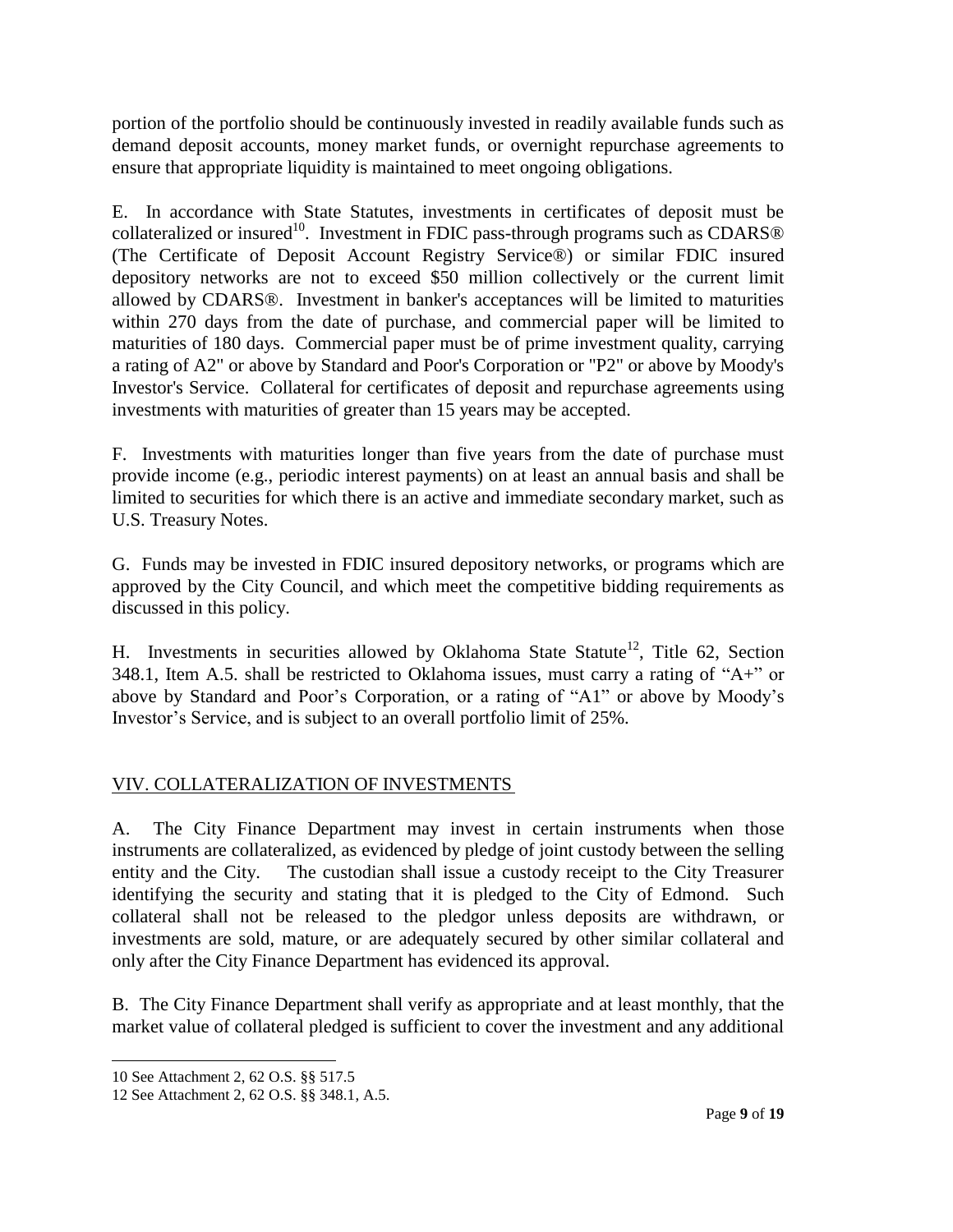portion of the portfolio should be continuously invested in readily available funds such as demand deposit accounts, money market funds, or overnight repurchase agreements to ensure that appropriate liquidity is maintained to meet ongoing obligations.

E. In accordance with State Statutes, investments in certificates of deposit must be collateralized or insured[10]. Investment in FDIC pass-through programs such as CDARS® (The Certificate of Deposit Account Registry Service®) or similar FDIC insured depository networks are not to exceed $50 million collectively or the current limit allowed by CDARS®. Investment in banker's acceptances will be limited to maturities within 270 days from the date of purchase, and commercial paper will be limited to maturities of 180 days. Commercial paper must be of prime investment quality, carrying a rating of A2" or above by Standard and Poor's Corporation or "P2" or above by Moody's Investor's Service. Collateral for certificates of deposit and repurchase agreements using investments with maturities of greater than 15 years may be accepted.

F. Investments with maturities longer than five years from the date of purchase must provide income (e.g., periodic interest payments) on at least an annual basis and shall be limited to securities for which there is an active and immediate secondary market, such as U.S. Treasury Notes.

G. Funds may be invested in FDIC insured depository networks, or programs which are approved by the City Council, and which meet the competitive bidding requirements as discussed in this policy.

H. Investments in securities allowed by Oklahoma State Statute[12], Title 62, Section 348.1, Item A.5. shall be restricted to Oklahoma issues, must carry a rating of "A+" or above by Standard and Poor's Corporation, or a rating of "A1" or above by Moody's Investor's Service, and is subject to an overall portfolio limit of 25%.

## VIV. COLLATERALIZATION OF INVESTMENTS

A. The City Finance Department may invest in certain instruments when those instruments are collateralized, as evidenced by pledge of joint custody between the selling entity and the City. The custodian shall issue a custody receipt to the City Treasurer identifying the security and stating that it is pledged to the City of Edmond. Such collateral shall not be released to the pledgor unless deposits are withdrawn, or investments are sold, mature, or are adequately secured by other similar collateral and only after the City Finance Department has evidenced its approval.

B. The City Finance Department shall verify as appropriate and at least monthly, that the market value of collateral pledged is sufficient to cover the investment and any additional

10 See Attachment 2, 62 O.S. §§ 517.5

12 See Attachment 2, 62 O.S. §§ 348.1, A.5.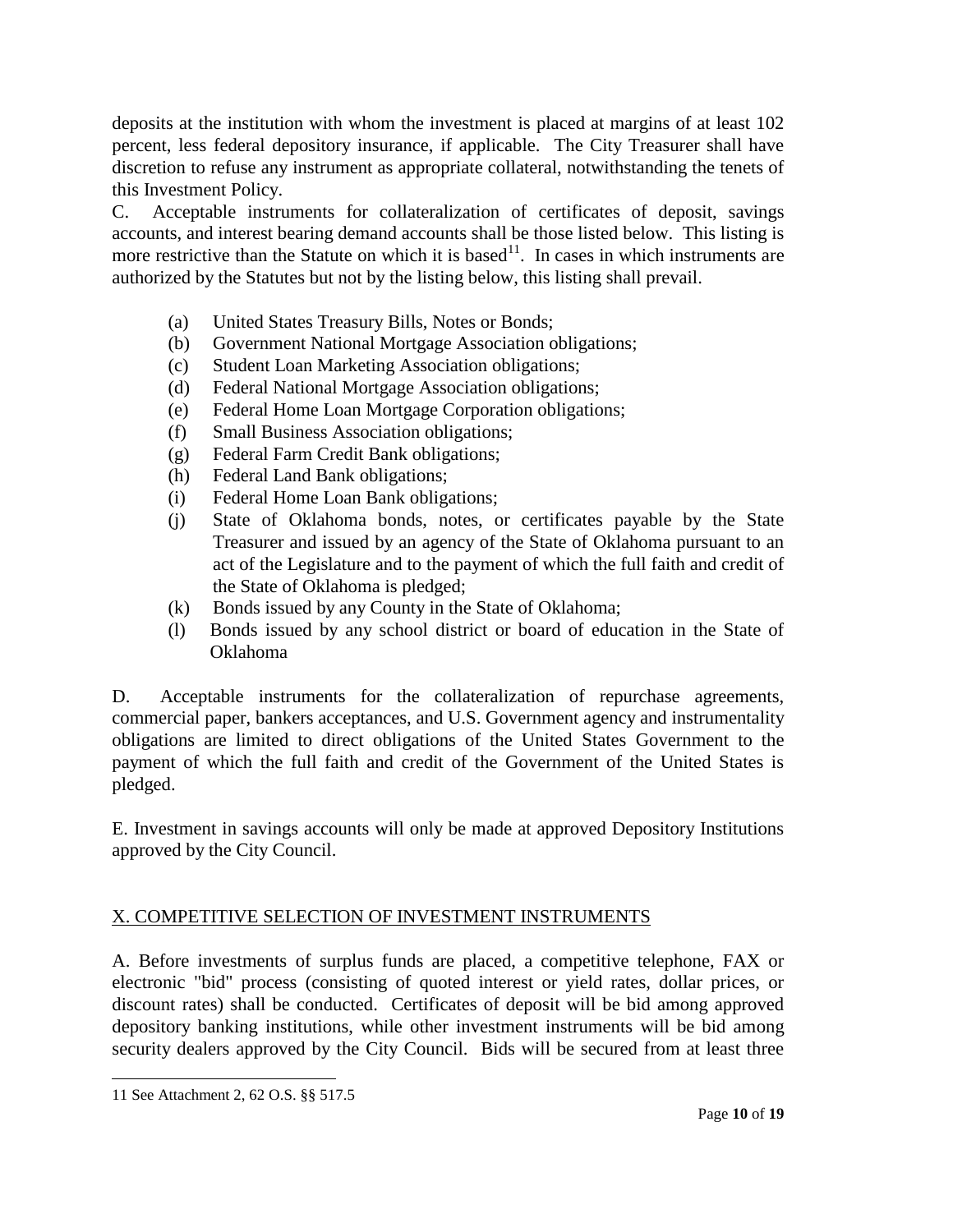deposits at the institution with whom the investment is placed at margins of at least 102 percent, less federal depository insurance, if applicable. The City Treasurer shall have discretion to refuse any instrument as appropriate collateral, notwithstanding the tenets of this Investment Policy.

C. Acceptable instruments for collateralization of certificates of deposit, savings accounts, and interest bearing demand accounts shall be those listed below. This listing is more restrictive than the Statute on which it is based[11]. In cases in which instruments are authorized by the Statutes but not by the listing below, this listing shall prevail.

- (a) United States Treasury Bills, Notes or Bonds;
- (b) Government National Mortgage Association obligations;
- (c) Student Loan Marketing Association obligations;
- (d) Federal National Mortgage Association obligations;
- (e) Federal Home Loan Mortgage Corporation obligations;
- (f) Small Business Association obligations;
- (g) Federal Farm Credit Bank obligations;
- (h) Federal Land Bank obligations;
- (i) Federal Home Loan Bank obligations;
- (j) State of Oklahoma bonds, notes, or certificates payable by the State Treasurer and issued by an agency of the State of Oklahoma pursuant to an act of the Legislature and to the payment of which the full faith and credit of the State of Oklahoma is pledged;
- (k) Bonds issued by any County in the State of Oklahoma;
- (l) Bonds issued by any school district or board of education in the State of Oklahoma

D. Acceptable instruments for the collateralization of repurchase agreements, commercial paper, bankers acceptances, and U.S. Government agency and instrumentality obligations are limited to direct obligations of the United States Government to the payment of which the full faith and credit of the Government of the United States is pledged.

E. Investment in savings accounts will only be made at approved Depository Institutions approved by the City Council.

## X. COMPETITIVE SELECTION OF INVESTMENT INSTRUMENTS

A. Before investments of surplus funds are placed, a competitive telephone, FAX or electronic "bid" process (consisting of quoted interest or yield rates, dollar prices, or discount rates) shall be conducted. Certificates of deposit will be bid among approved depository banking institutions, while other investment instruments will be bid among security dealers approved by the City Council. Bids will be secured from at least three

---

11 See Attachment 2, 62 O.S. §§ 517.5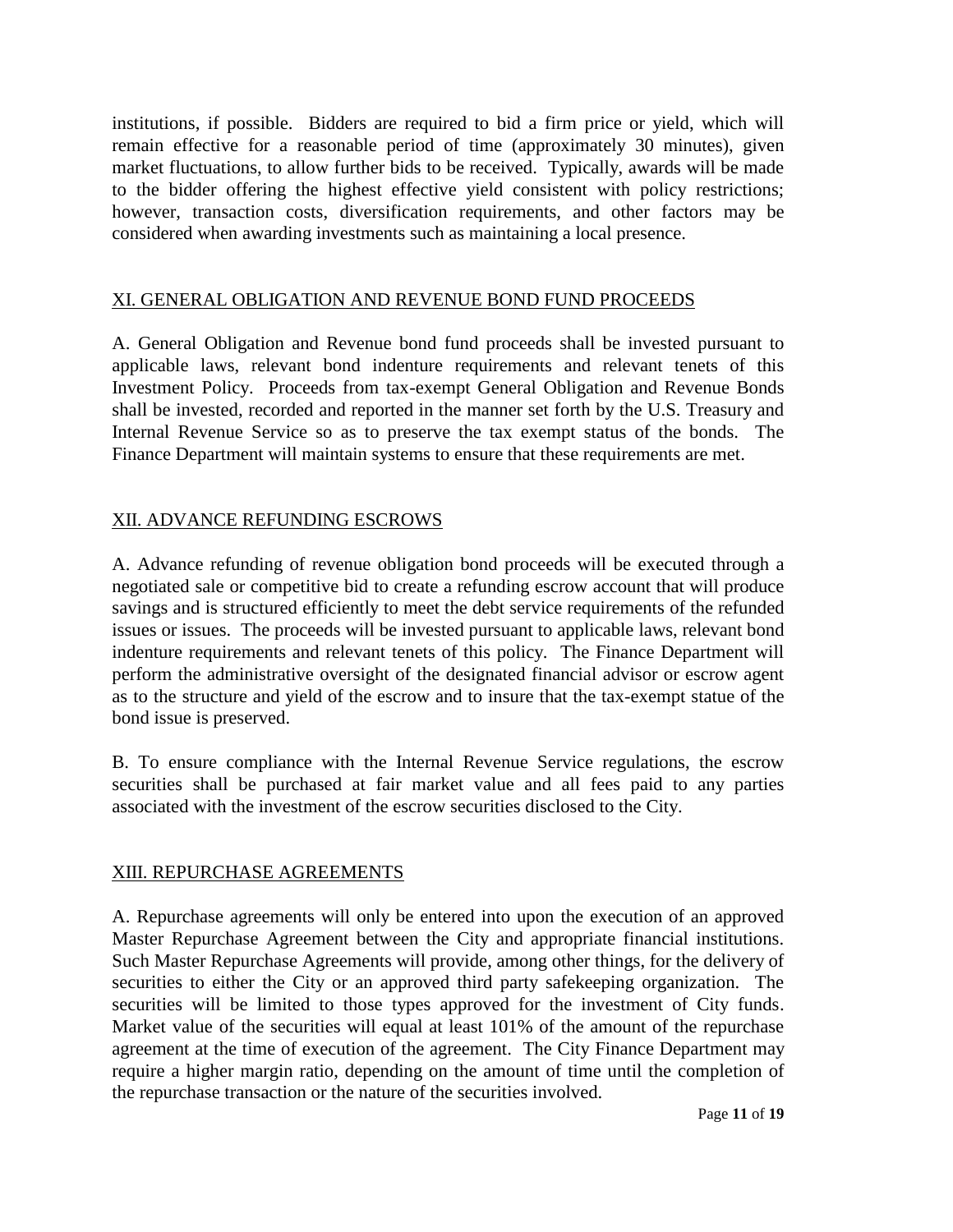institutions, if possible. Bidders are required to bid a firm price or yield, which will remain effective for a reasonable period of time (approximately 30 minutes), given market fluctuations, to allow further bids to be received. Typically, awards will be made to the bidder offering the highest effective yield consistent with policy restrictions; however, transaction costs, diversification requirements, and other factors may be considered when awarding investments such as maintaining a local presence.

## XI. GENERAL OBLIGATION AND REVENUE BOND FUND PROCEEDS

A. General Obligation and Revenue bond fund proceeds shall be invested pursuant to applicable laws, relevant bond indenture requirements and relevant tenets of this Investment Policy. Proceeds from tax-exempt General Obligation and Revenue Bonds shall be invested, recorded and reported in the manner set forth by the U.S. Treasury and Internal Revenue Service so as to preserve the tax exempt status of the bonds. The Finance Department will maintain systems to ensure that these requirements are met.

## XII. ADVANCE REFUNDING ESCROWS

A. Advance refunding of revenue obligation bond proceeds will be executed through a negotiated sale or competitive bid to create a refunding escrow account that will produce savings and is structured efficiently to meet the debt service requirements of the refunded issues or issues. The proceeds will be invested pursuant to applicable laws, relevant bond indenture requirements and relevant tenets of this policy. The Finance Department will perform the administrative oversight of the designated financial advisor or escrow agent as to the structure and yield of the escrow and to insure that the tax-exempt statue of the bond issue is preserved.

B. To ensure compliance with the Internal Revenue Service regulations, the escrow securities shall be purchased at fair market value and all fees paid to any parties associated with the investment of the escrow securities disclosed to the City.

## XIII. REPURCHASE AGREEMENTS

A. Repurchase agreements will only be entered into upon the execution of an approved Master Repurchase Agreement between the City and appropriate financial institutions. Such Master Repurchase Agreements will provide, among other things, for the delivery of securities to either the City or an approved third party safekeeping organization. The securities will be limited to those types approved for the investment of City funds. Market value of the securities will equal at least 101% of the amount of the repurchase agreement at the time of execution of the agreement. The City Finance Department may require a higher margin ratio, depending on the amount of time until the completion of the repurchase transaction or the nature of the securities involved.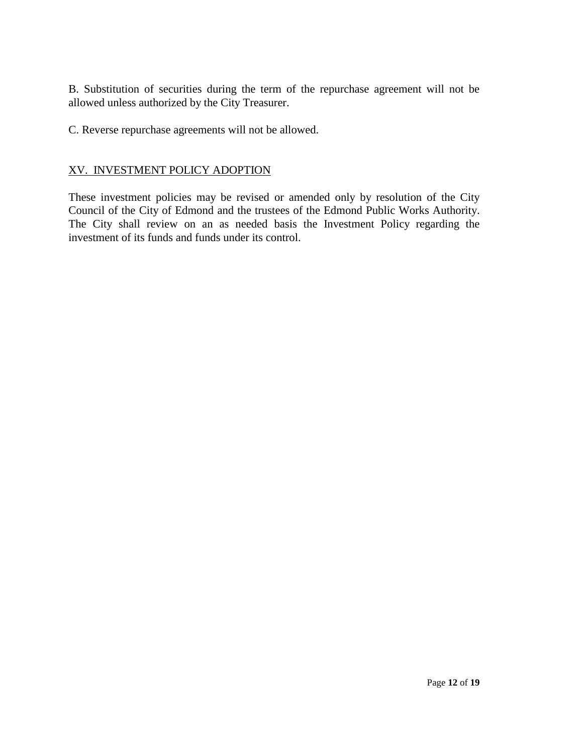B. Substitution of securities during the term of the repurchase agreement will not be allowed unless authorized by the City Treasurer.

C. Reverse repurchase agreements will not be allowed.

## XV. INVESTMENT POLICY ADOPTION

These investment policies may be revised or amended only by resolution of the City Council of the City of Edmond and the trustees of the Edmond Public Works Authority. The City shall review on an as needed basis the Investment Policy regarding the investment of its funds and funds under its control.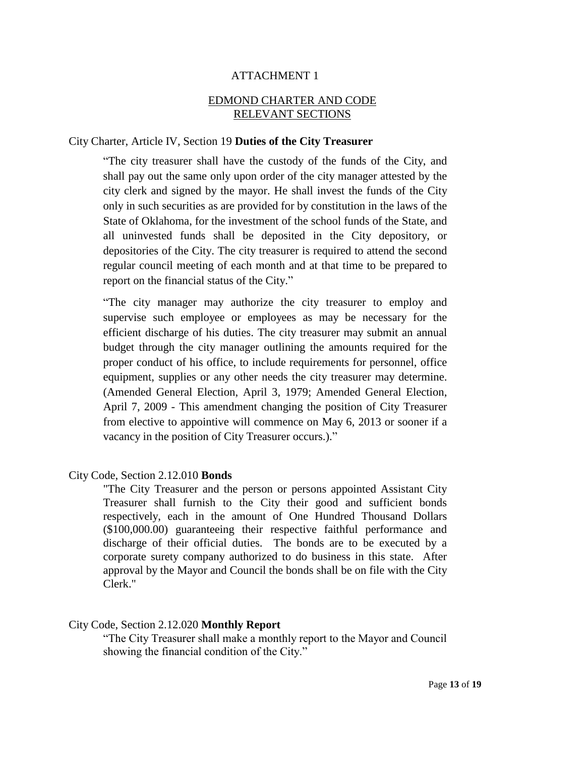# ATTACHMENT 1

## EDMOND CHARTER AND CODE RELEVANT SECTIONS

City Charter, Article IV, Section 19 **Duties of the City Treasurer**

> "The city treasurer shall have the custody of the funds of the City, and shall pay out the same only upon order of the city manager attested by the city clerk and signed by the mayor. He shall invest the funds of the City only in such securities as are provided for by constitution in the laws of the State of Oklahoma, for the investment of the school funds of the State, and all uninvested funds shall be deposited in the City depository, or depositories of the City. The city treasurer is required to attend the second regular council meeting of each month and at that time to be prepared to report on the financial status of the City."
>
> "The city manager may authorize the city treasurer to employ and supervise such employee or employees as may be necessary for the efficient discharge of his duties. The city treasurer may submit an annual budget through the city manager outlining the amounts required for the proper conduct of his office, to include requirements for personnel, office equipment, supplies or any other needs the city treasurer may determine. (Amended General Election, April 3, 1979; Amended General Election, April 7, 2009 - This amendment changing the position of City Treasurer from elective to appointive will commence on May 6, 2013 or sooner if a vacancy in the position of City Treasurer occurs.)."

City Code, Section 2.12.010 **Bonds**

> "The City Treasurer and the person or persons appointed Assistant City Treasurer shall furnish to the City their good and sufficient bonds respectively, each in the amount of One Hundred Thousand Dollars ($100,000.00) guaranteeing their respective faithful performance and discharge of their official duties. The bonds are to be executed by a corporate surety company authorized to do business in this state. After approval by the Mayor and Council the bonds shall be on file with the City Clerk."

City Code, Section 2.12.020 **Monthly Report**

> "The City Treasurer shall make a monthly report to the Mayor and Council showing the financial condition of the City."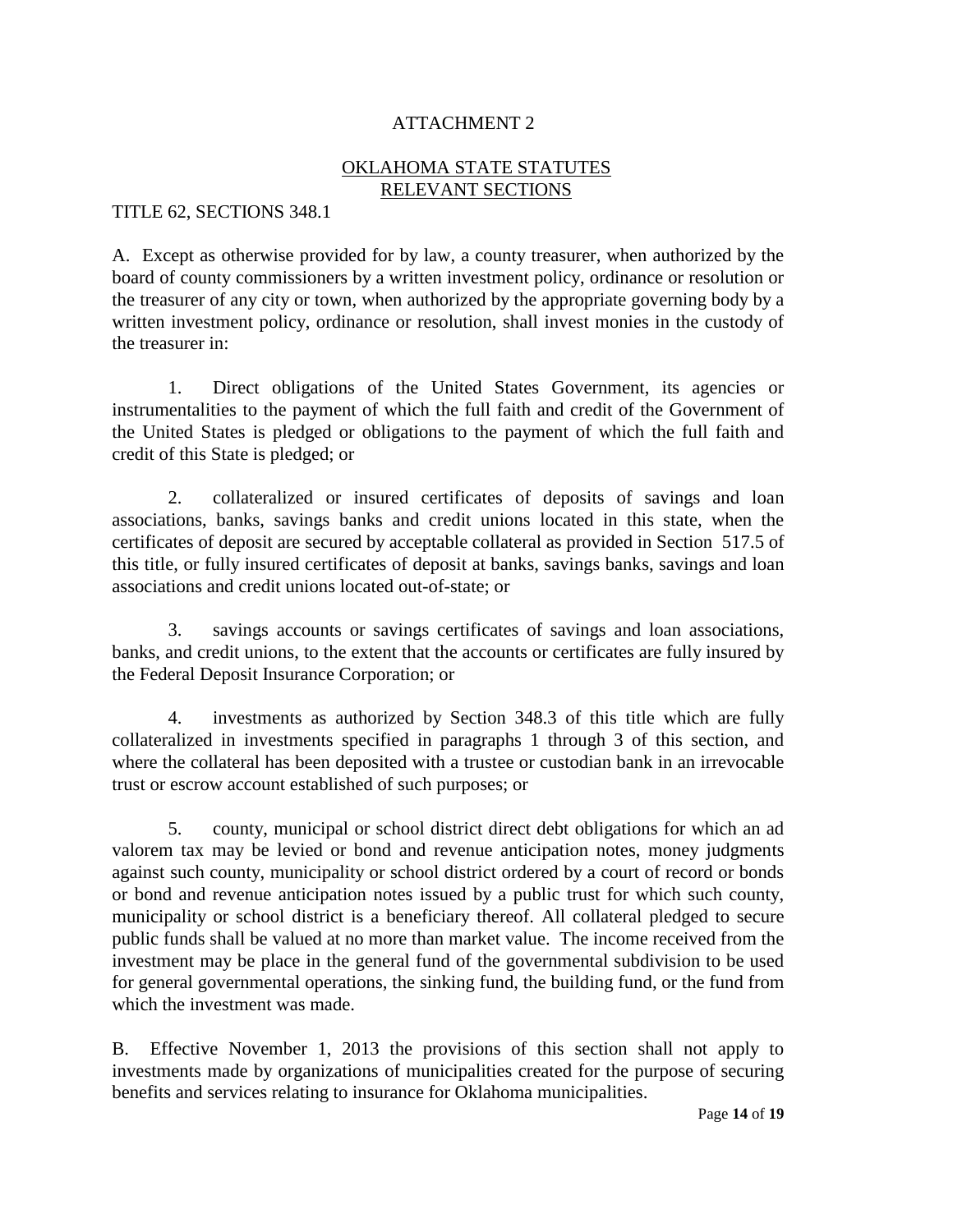# ATTACHMENT 2

## OKLAHOMA STATE STATUTES RELEVANT SECTIONS

TITLE 62, SECTIONS 348.1

A. Except as otherwise provided for by law, a county treasurer, when authorized by the board of county commissioners by a written investment policy, ordinance or resolution or the treasurer of any city or town, when authorized by the appropriate governing body by a written investment policy, ordinance or resolution, shall invest monies in the custody of the treasurer in:

1. Direct obligations of the United States Government, its agencies or instrumentalities to the payment of which the full faith and credit of the Government of the United States is pledged or obligations to the payment of which the full faith and credit of this State is pledged; or

2. collateralized or insured certificates of deposits of savings and loan associations, banks, savings banks and credit unions located in this state, when the certificates of deposit are secured by acceptable collateral as provided in Section 517.5 of this title, or fully insured certificates of deposit at banks, savings banks, savings and loan associations and credit unions located out-of-state; or

3. savings accounts or savings certificates of savings and loan associations, banks, and credit unions, to the extent that the accounts or certificates are fully insured by the Federal Deposit Insurance Corporation; or

4. investments as authorized by Section 348.3 of this title which are fully collateralized in investments specified in paragraphs 1 through 3 of this section, and where the collateral has been deposited with a trustee or custodian bank in an irrevocable trust or escrow account established of such purposes; or

5. county, municipal or school district direct debt obligations for which an ad valorem tax may be levied or bond and revenue anticipation notes, money judgments against such county, municipality or school district ordered by a court of record or bonds or bond and revenue anticipation notes issued by a public trust for which such county, municipality or school district is a beneficiary thereof. All collateral pledged to secure public funds shall be valued at no more than market value. The income received from the investment may be place in the general fund of the governmental subdivision to be used for general governmental operations, the sinking fund, the building fund, or the fund from which the investment was made.

B. Effective November 1, 2013 the provisions of this section shall not apply to investments made by organizations of municipalities created for the purpose of securing benefits and services relating to insurance for Oklahoma municipalities.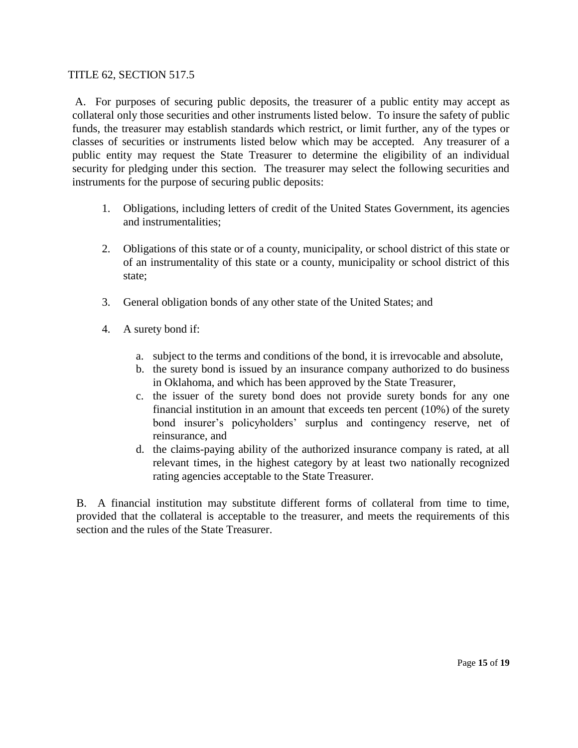TITLE 62, SECTION 517.5

A. For purposes of securing public deposits, the treasurer of a public entity may accept as collateral only those securities and other instruments listed below. To insure the safety of public funds, the treasurer may establish standards which restrict, or limit further, any of the types or classes of securities or instruments listed below which may be accepted. Any treasurer of a public entity may request the State Treasurer to determine the eligibility of an individual security for pledging under this section. The treasurer may select the following securities and instruments for the purpose of securing public deposits:

1. Obligations, including letters of credit of the United States Government, its agencies and instrumentalities;

2. Obligations of this state or of a county, municipality, or school district of this state or of an instrumentality of this state or a county, municipality or school district of this state;

3. General obligation bonds of any other state of the United States; and

4. A surety bond if:

   a. subject to the terms and conditions of the bond, it is irrevocable and absolute,
   b. the surety bond is issued by an insurance company authorized to do business in Oklahoma, and which has been approved by the State Treasurer,
   c. the issuer of the surety bond does not provide surety bonds for any one financial institution in an amount that exceeds ten percent (10%) of the surety bond insurer's policyholders' surplus and contingency reserve, net of reinsurance, and
   d. the claims-paying ability of the authorized insurance company is rated, at all relevant times, in the highest category by at least two nationally recognized rating agencies acceptable to the State Treasurer.

B. A financial institution may substitute different forms of collateral from time to time, provided that the collateral is acceptable to the treasurer, and meets the requirements of this section and the rules of the State Treasurer.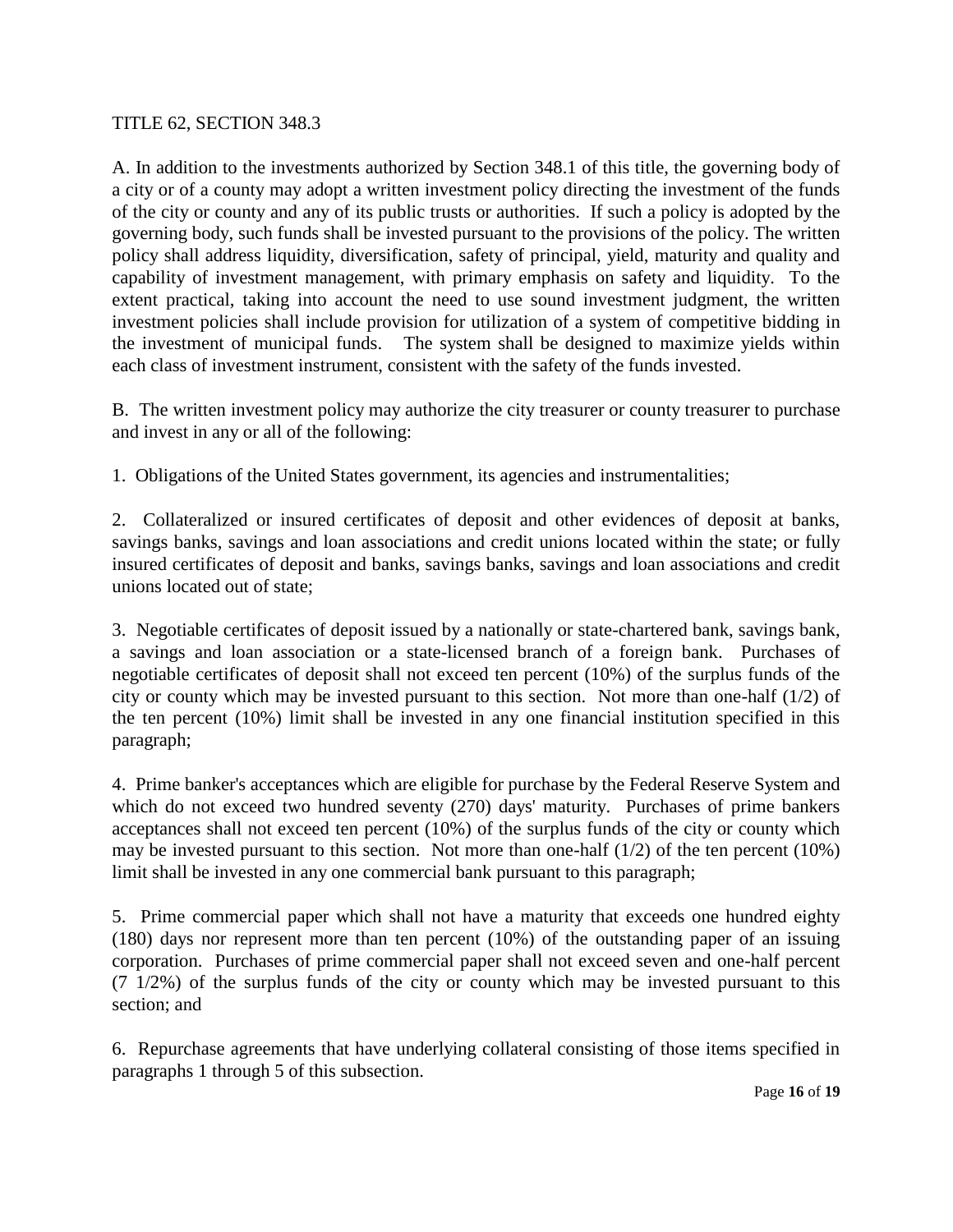TITLE 62, SECTION 348.3

A. In addition to the investments authorized by Section 348.1 of this title, the governing body of a city or of a county may adopt a written investment policy directing the investment of the funds of the city or county and any of its public trusts or authorities. If such a policy is adopted by the governing body, such funds shall be invested pursuant to the provisions of the policy. The written policy shall address liquidity, diversification, safety of principal, yield, maturity and quality and capability of investment management, with primary emphasis on safety and liquidity. To the extent practical, taking into account the need to use sound investment judgment, the written investment policies shall include provision for utilization of a system of competitive bidding in the investment of municipal funds. The system shall be designed to maximize yields within each class of investment instrument, consistent with the safety of the funds invested.

B. The written investment policy may authorize the city treasurer or county treasurer to purchase and invest in any or all of the following:

1. Obligations of the United States government, its agencies and instrumentalities;

2. Collateralized or insured certificates of deposit and other evidences of deposit at banks, savings banks, savings and loan associations and credit unions located within the state; or fully insured certificates of deposit and banks, savings banks, savings and loan associations and credit unions located out of state;

3. Negotiable certificates of deposit issued by a nationally or state-chartered bank, savings bank, a savings and loan association or a state-licensed branch of a foreign bank. Purchases of negotiable certificates of deposit shall not exceed ten percent (10%) of the surplus funds of the city or county which may be invested pursuant to this section. Not more than one-half (1/2) of the ten percent (10%) limit shall be invested in any one financial institution specified in this paragraph;

4. Prime banker's acceptances which are eligible for purchase by the Federal Reserve System and which do not exceed two hundred seventy (270) days' maturity. Purchases of prime bankers acceptances shall not exceed ten percent (10%) of the surplus funds of the city or county which may be invested pursuant to this section. Not more than one-half (1/2) of the ten percent (10%) limit shall be invested in any one commercial bank pursuant to this paragraph;

5. Prime commercial paper which shall not have a maturity that exceeds one hundred eighty (180) days nor represent more than ten percent (10%) of the outstanding paper of an issuing corporation. Purchases of prime commercial paper shall not exceed seven and one-half percent (7 1/2%) of the surplus funds of the city or county which may be invested pursuant to this section; and

6. Repurchase agreements that have underlying collateral consisting of those items specified in paragraphs 1 through 5 of this subsection.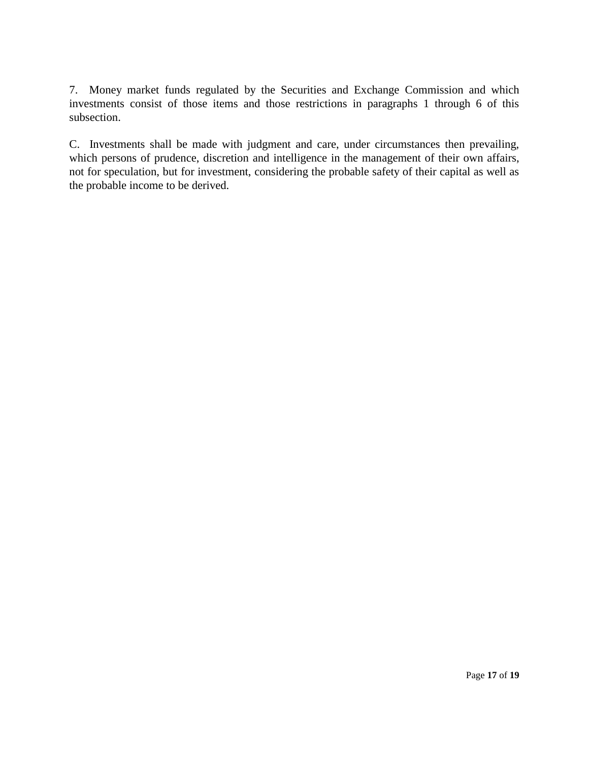7. Money market funds regulated by the Securities and Exchange Commission and which investments consist of those items and those restrictions in paragraphs 1 through 6 of this subsection.

C. Investments shall be made with judgment and care, under circumstances then prevailing, which persons of prudence, discretion and intelligence in the management of their own affairs, not for speculation, but for investment, considering the probable safety of their capital as well as the probable income to be derived.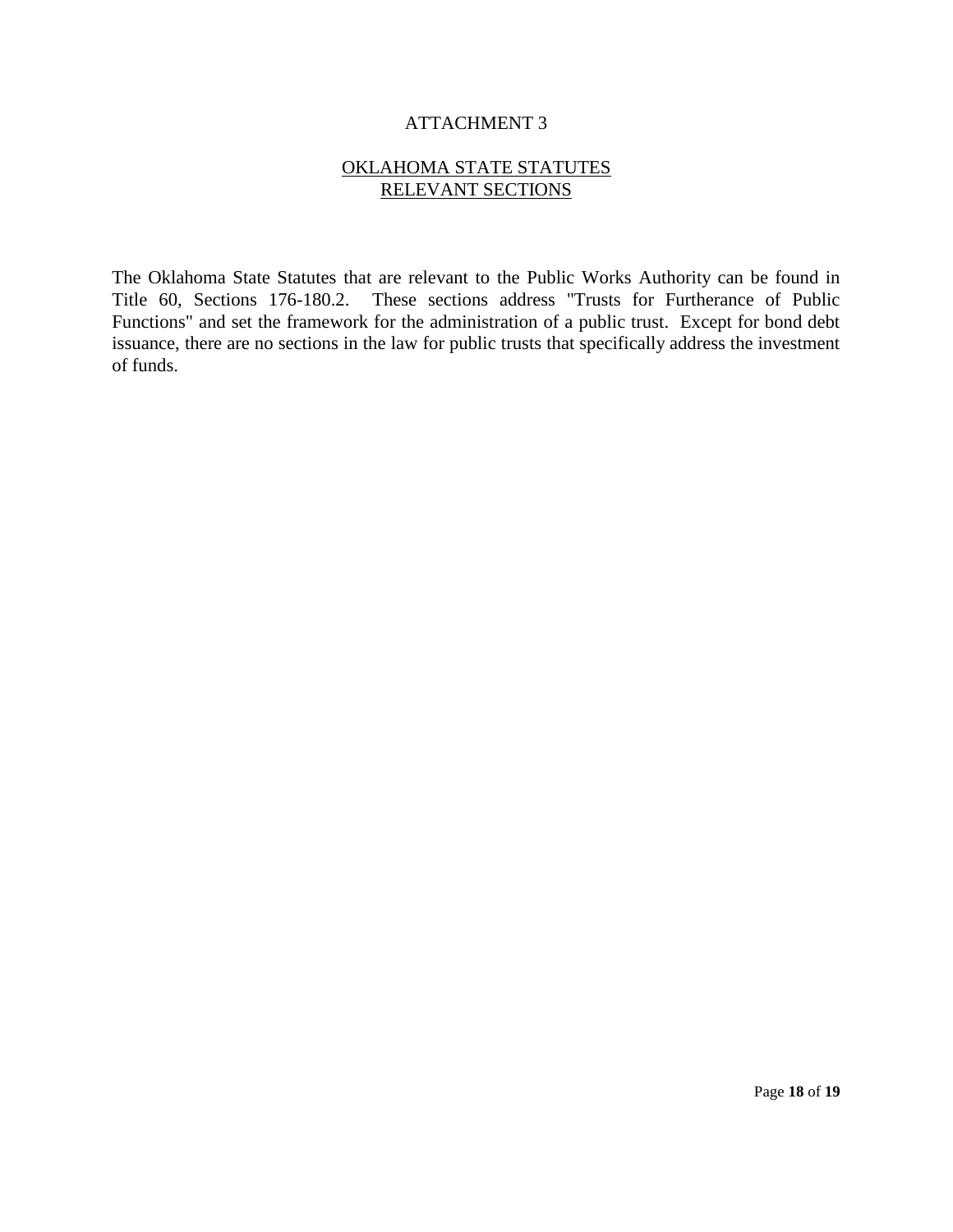# ATTACHMENT 3

## OKLAHOMA STATE STATUTES RELEVANT SECTIONS

The Oklahoma State Statutes that are relevant to the Public Works Authority can be found in Title 60, Sections 176-180.2. These sections address "Trusts for Furtherance of Public Functions" and set the framework for the administration of a public trust. Except for bond debt issuance, there are no sections in the law for public trusts that specifically address the investment of funds.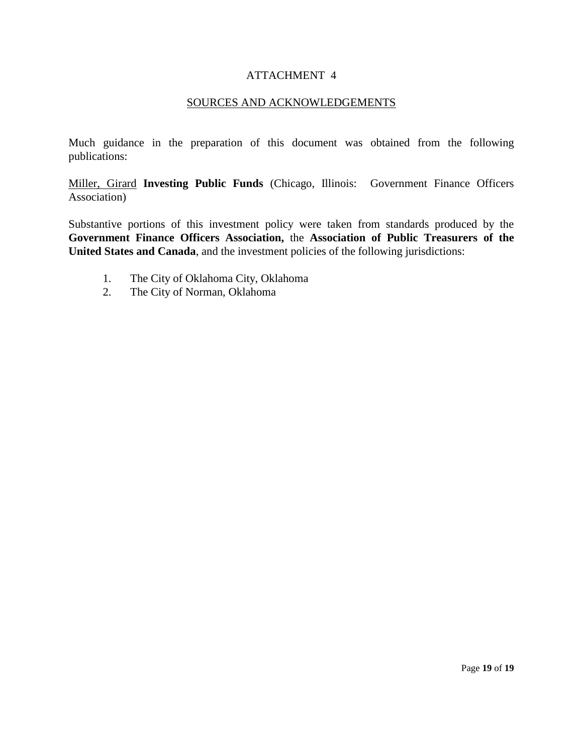# ATTACHMENT 4

## SOURCES AND ACKNOWLEDGEMENTS

Much guidance in the preparation of this document was obtained from the following publications:

Miller, Girard **Investing Public Funds** (Chicago, Illinois: Government Finance Officers Association)

Substantive portions of this investment policy were taken from standards produced by the **Government Finance Officers Association,** the **Association of Public Treasurers of the United States and Canada**, and the investment policies of the following jurisdictions:

1. The City of Oklahoma City, Oklahoma
2. The City of Norman, Oklahoma